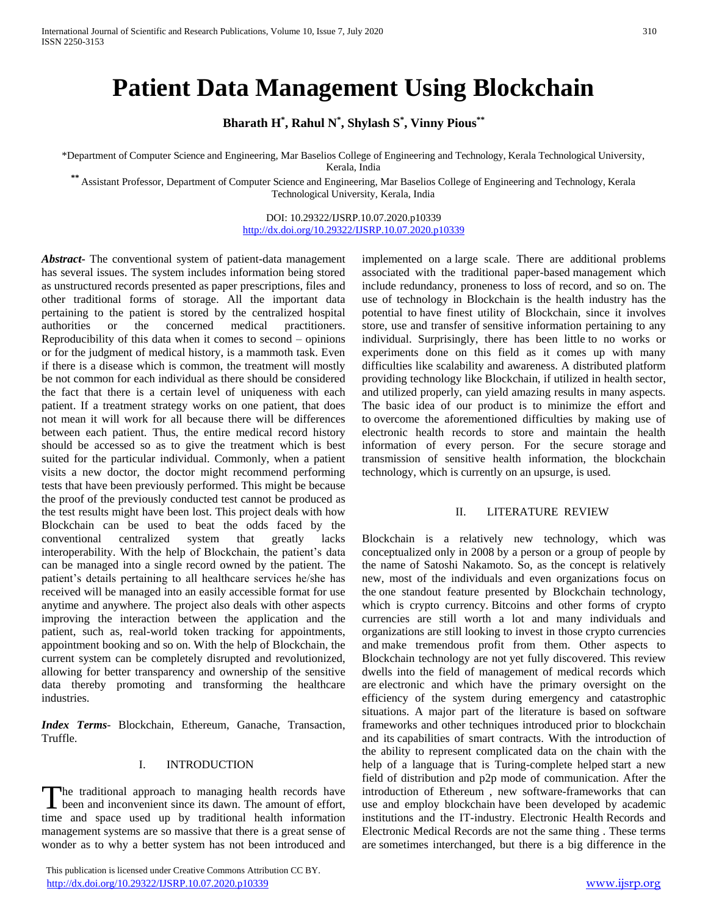# Patient Data Management Using Blockchain

**Bharath H[*], Rahul N[*], Shylash S[*], Vinny Pious[**]**

[*]Department of Computer Science and Engineering, Mar Baselios College of Engineering and Technology, Kerala Technological University, Kerala, India

[**] Assistant Professor, Department of Computer Science and Engineering, Mar Baselios College of Engineering and Technology, Kerala Technological University, Kerala, India

DOI: 10.29322/IJSRP.10.07.2020.p10339
http://dx.doi.org/10.29322/IJSRP.10.07.2020.p10339

***Abstract***- The conventional system of patient-data management has several issues. The system includes information being stored as unstructured records presented as paper prescriptions, files and other traditional forms of storage. All the important data pertaining to the patient is stored by the centralized hospital authorities or the concerned medical practitioners. Reproducibility of this data when it comes to second – opinions or for the judgment of medical history, is a mammoth task. Even if there is a disease which is common, the treatment will mostly be not common for each individual as there should be considered the fact that there is a certain level of uniqueness with each patient. If a treatment strategy works on one patient, that does not mean it will work for all because there will be differences between each patient. Thus, the entire medical record history should be accessed so as to give the treatment which is best suited for the particular individual. Commonly, when a patient visits a new doctor, the doctor might recommend performing tests that have been previously performed. This might be because the proof of the previously conducted test cannot be produced as the test results might have been lost. This project deals with how Blockchain can be used to beat the odds faced by the conventional centralized system that greatly lacks interoperability. With the help of Blockchain, the patient's data can be managed into a single record owned by the patient. The patient's details pertaining to all healthcare services he/she has received will be managed into an easily accessible format for use anytime and anywhere. The project also deals with other aspects improving the interaction between the application and the patient, such as, real-world token tracking for appointments, appointment booking and so on. With the help of Blockchain, the current system can be completely disrupted and revolutionized, allowing for better transparency and ownership of the sensitive data thereby promoting and transforming the healthcare industries.

***Index Terms***- Blockchain, Ethereum, Ganache, Transaction, Truffle.

## I. INTRODUCTION

The traditional approach to managing health records have been and inconvenient since its dawn. The amount of effort, time and space used up by traditional health information management systems are so massive that there is a great sense of wonder as to why a better system has not been introduced and implemented on a large scale. There are additional problems associated with the traditional paper-based management which include redundancy, proneness to loss of record, and so on. The use of technology in Blockchain is the health industry has the potential to have finest utility of Blockchain, since it involves store, use and transfer of sensitive information pertaining to any individual. Surprisingly, there has been little to no works or experiments done on this field as it comes up with many difficulties like scalability and awareness. A distributed platform providing technology like Blockchain, if utilized in health sector, and utilized properly, can yield amazing results in many aspects. The basic idea of our product is to minimize the effort and to overcome the aforementioned difficulties by making use of electronic health records to store and maintain the health information of every person. For the secure storage and transmission of sensitive health information, the blockchain technology, which is currently on an upsurge, is used.

## II. LITERATURE REVIEW

Blockchain is a relatively new technology, which was conceptualized only in 2008 by a person or a group of people by the name of Satoshi Nakamoto. So, as the concept is relatively new, most of the individuals and even organizations focus on the one standout feature presented by Blockchain technology, which is crypto currency. Bitcoins and other forms of crypto currencies are still worth a lot and many individuals and organizations are still looking to invest in those crypto currencies and make tremendous profit from them. Other aspects to Blockchain technology are not yet fully discovered. This review dwells into the field of management of medical records which are electronic and which have the primary oversight on the efficiency of the system during emergency and catastrophic situations. A major part of the literature is based on software frameworks and other techniques introduced prior to blockchain and its capabilities of smart contracts. With the introduction of the ability to represent complicated data on the chain with the help of a language that is Turing-complete helped start a new field of distribution and p2p mode of communication. After the introduction of Ethereum , new software-frameworks that can use and employ blockchain have been developed by academic institutions and the IT-industry. Electronic Health Records and Electronic Medical Records are not the same thing . These terms are sometimes interchanged, but there is a big difference in the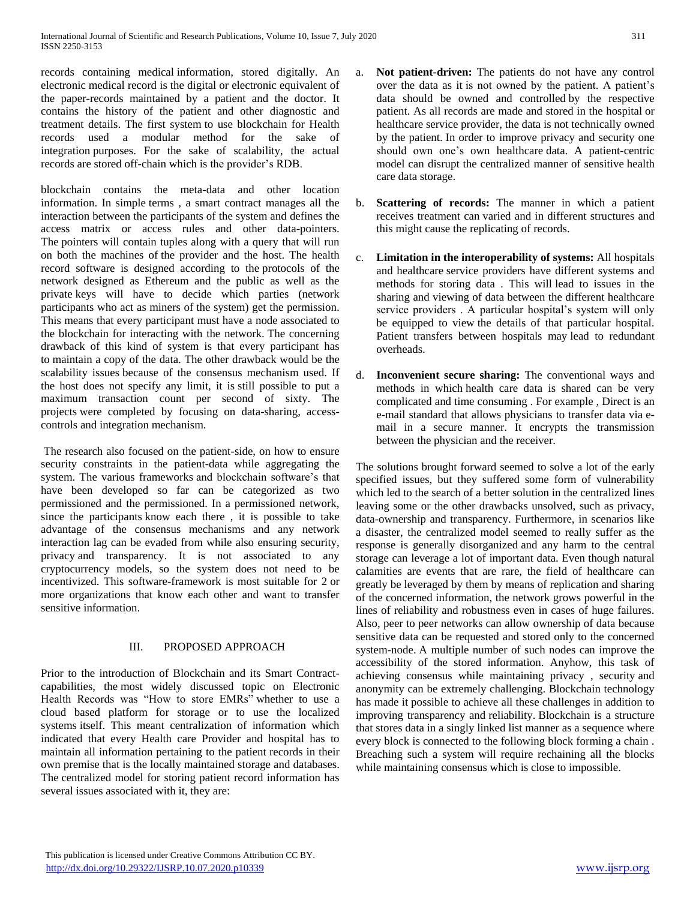records containing medical information, stored digitally. An electronic medical record is the digital or electronic equivalent of the paper-records maintained by a patient and the doctor. It contains the history of the patient and other diagnostic and treatment details. The first system to use blockchain for Health records used a modular method for the sake of integration purposes. For the sake of scalability, the actual records are stored off-chain which is the provider's RDB.

blockchain contains the meta-data and other location information. In simple terms , a smart contract manages all the interaction between the participants of the system and defines the access matrix or access rules and other data-pointers. The pointers will contain tuples along with a query that will run on both the machines of the provider and the host. The health record software is designed according to the protocols of the network designed as Ethereum and the public as well as the private keys will have to decide which parties (network participants who act as miners of the system) get the permission. This means that every participant must have a node associated to the blockchain for interacting with the network. The concerning drawback of this kind of system is that every participant has to maintain a copy of the data. The other drawback would be the scalability issues because of the consensus mechanism used. If the host does not specify any limit, it is still possible to put a maximum transaction count per second of sixty. The projects were completed by focusing on data-sharing, access-controls and integration mechanism.

The research also focused on the patient-side, on how to ensure security constraints in the patient-data while aggregating the system. The various frameworks and blockchain software's that have been developed so far can be categorized as two permissioned and the permissioned. In a permissioned network, since the participants know each there , it is possible to take advantage of the consensus mechanisms and any network interaction lag can be evaded from while also ensuring security, privacy and transparency. It is not associated to any cryptocurrency models, so the system does not need to be incentivized. This software-framework is most suitable for 2 or more organizations that know each other and want to transfer sensitive information.

## III. PROPOSED APPROACH

Prior to the introduction of Blockchain and its Smart Contract-capabilities, the most widely discussed topic on Electronic Health Records was "How to store EMRs" whether to use a cloud based platform for storage or to use the localized systems itself. This meant centralization of information which indicated that every Health care Provider and hospital has to maintain all information pertaining to the patient records in their own premise that is the locally maintained storage and databases. The centralized model for storing patient record information has several issues associated with it, they are:

a. **Not patient-driven:** The patients do not have any control over the data as it is not owned by the patient. A patient's data should be owned and controlled by the respective patient. As all records are made and stored in the hospital or healthcare service provider, the data is not technically owned by the patient. In order to improve privacy and security one should own one's own healthcare data. A patient-centric model can disrupt the centralized manner of sensitive health care data storage.

b. **Scattering of records:** The manner in which a patient receives treatment can varied and in different structures and this might cause the replicating of records.

c. **Limitation in the interoperability of systems:** All hospitals and healthcare service providers have different systems and methods for storing data . This will lead to issues in the sharing and viewing of data between the different healthcare service providers . A particular hospital's system will only be equipped to view the details of that particular hospital. Patient transfers between hospitals may lead to redundant overheads.

d. **Inconvenient secure sharing:** The conventional ways and methods in which health care data is shared can be very complicated and time consuming . For example , Direct is an e-mail standard that allows physicians to transfer data via e-mail in a secure manner. It encrypts the transmission between the physician and the receiver.

The solutions brought forward seemed to solve a lot of the early specified issues, but they suffered some form of vulnerability which led to the search of a better solution in the centralized lines leaving some or the other drawbacks unsolved, such as privacy, data-ownership and transparency. Furthermore, in scenarios like a disaster, the centralized model seemed to really suffer as the response is generally disorganized and any harm to the central storage can leverage a lot of important data. Even though natural calamities are events that are rare, the field of healthcare can greatly be leveraged by them by means of replication and sharing of the concerned information, the network grows powerful in the lines of reliability and robustness even in cases of huge failures. Also, peer to peer networks can allow ownership of data because sensitive data can be requested and stored only to the concerned system-node. A multiple number of such nodes can improve the accessibility of the stored information. Anyhow, this task of achieving consensus while maintaining privacy , security and anonymity can be extremely challenging. Blockchain technology has made it possible to achieve all these challenges in addition to improving transparency and reliability. Blockchain is a structure that stores data in a singly linked list manner as a sequence where every block is connected to the following block forming a chain . Breaching such a system will require rechaining all the blocks while maintaining consensus which is close to impossible.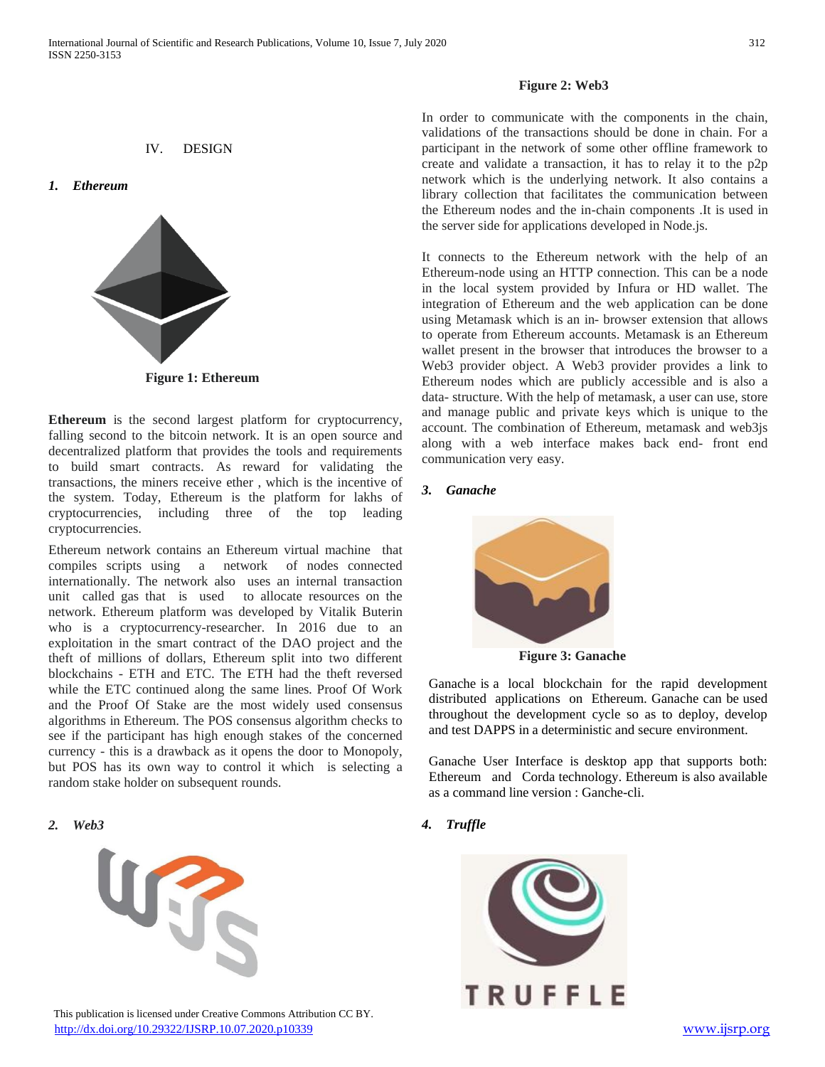## IV. DESIGN

### *1. Ethereum*

**Figure 1: Ethereum**

**Ethereum** is the second largest platform for cryptocurrency, falling second to the bitcoin network. It is an open source and decentralized platform that provides the tools and requirements to build smart contracts. As reward for validating the transactions, the miners receive ether , which is the incentive of the system. Today, Ethereum is the platform for lakhs of cryptocurrencies, including three of the top leading cryptocurrencies.

Ethereum network contains an Ethereum virtual machine that compiles scripts using a network of nodes connected internationally. The network also uses an internal transaction unit called gas that is used to allocate resources on the network. Ethereum platform was developed by Vitalik Buterin who is a cryptocurrency-researcher. In 2016 due to an exploitation in the smart contract of the DAO project and the theft of millions of dollars, Ethereum split into two different blockchains - ETH and ETC. The ETH had the theft reversed while the ETC continued along the same lines. Proof Of Work and the Proof Of Stake are the most widely used consensus algorithms in Ethereum. The POS consensus algorithm checks to see if the participant has high enough stakes of the concerned currency - this is a drawback as it opens the door to Monopoly, but POS has its own way to control it which is selecting a random stake holder on subsequent rounds.

### *2. Web3*

**Figure 2: Web3**

In order to communicate with the components in the chain, validations of the transactions should be done in chain. For a participant in the network of some other offline framework to create and validate a transaction, it has to relay it to the p2p network which is the underlying network. It also contains a library collection that facilitates the communication between the Ethereum nodes and the in-chain components .It is used in the server side for applications developed in Node.js.

It connects to the Ethereum network with the help of an Ethereum-node using an HTTP connection. This can be a node in the local system provided by Infura or HD wallet. The integration of Ethereum and the web application can be done using Metamask which is an in- browser extension that allows to operate from Ethereum accounts. Metamask is an Ethereum wallet present in the browser that introduces the browser to a Web3 provider object. A Web3 provider provides a link to Ethereum nodes which are publicly accessible and is also a data- structure. With the help of metamask, a user can use, store and manage public and private keys which is unique to the account. The combination of Ethereum, metamask and web3js along with a web interface makes back end- front end communication very easy.

### *3. Ganache*

**Figure 3: Ganache**

Ganache is a local blockchain for the rapid development distributed applications on Ethereum. Ganache can be used throughout the development cycle so as to deploy, develop and test DAPPS in a deterministic and secure environment.

Ganache User Interface is desktop app that supports both: Ethereum and Corda technology. Ethereum is also available as a command line version : Ganche-cli.

### *4. Truffle*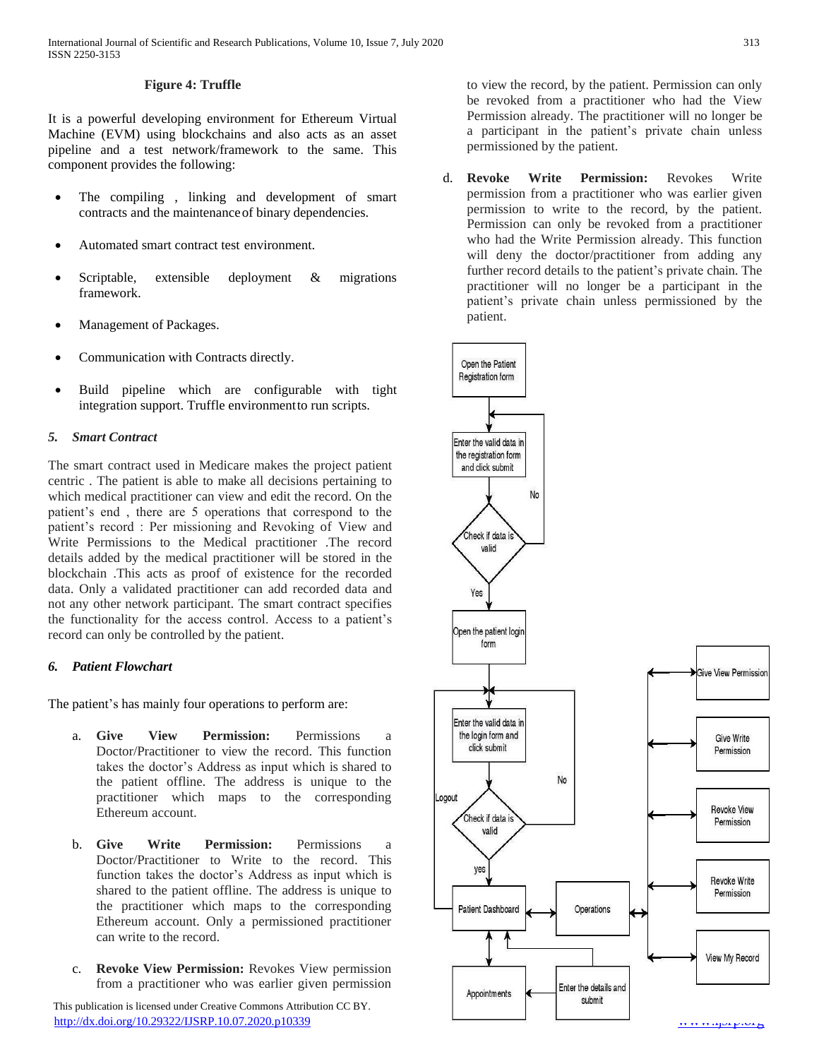**Figure 4: Truffle**

It is a powerful developing environment for Ethereum Virtual Machine (EVM) using blockchains and also acts as an asset pipeline and a test network/framework to the same. This component provides the following:

- The compiling , linking and development of smart contracts and the maintenance of binary dependencies.
- Automated smart contract test environment.
- Scriptable, extensible deployment & migrations framework.
- Management of Packages.
- Communication with Contracts directly.
- Build pipeline which are configurable with tight integration support. Truffle environment to run scripts.

### *5. Smart Contract*

The smart contract used in Medicare makes the project patient centric . The patient is able to make all decisions pertaining to which medical practitioner can view and edit the record. On the patient's end , there are 5 operations that correspond to the patient's record : Per missioning and Revoking of View and Write Permissions to the Medical practitioner .The record details added by the medical practitioner will be stored in the blockchain .This acts as proof of existence for the recorded data. Only a validated practitioner can add recorded data and not any other network participant. The smart contract specifies the functionality for the access control. Access to a patient's record can only be controlled by the patient.

### *6. Patient Flowchart*

The patient's has mainly four operations to perform are:

a. **Give View Permission:** Permissions a Doctor/Practitioner to view the record. This function takes the doctor's Address as input which is shared to the patient offline. The address is unique to the practitioner which maps to the corresponding Ethereum account.

b. **Give Write Permission:** Permissions a Doctor/Practitioner to Write to the record. This function takes the doctor's Address as input which is shared to the patient offline. The address is unique to the practitioner which maps to the corresponding Ethereum account. Only a permissioned practitioner can write to the record.

c. **Revoke View Permission:** Revokes View permission from a practitioner who was earlier given permission to view the record, by the patient. Permission can only be revoked from a practitioner who had the View Permission already. The practitioner will no longer be a participant in the patient's private chain unless permissioned by the patient.

d. **Revoke Write Permission:** Revokes Write permission from a practitioner who was earlier given permission to write to the record, by the patient. Permission can only be revoked from a practitioner who had the Write Permission already. This function will deny the doctor/practitioner from adding any further record details to the patient's private chain. The practitioner will no longer be a participant in the patient's private chain unless permissioned by the patient.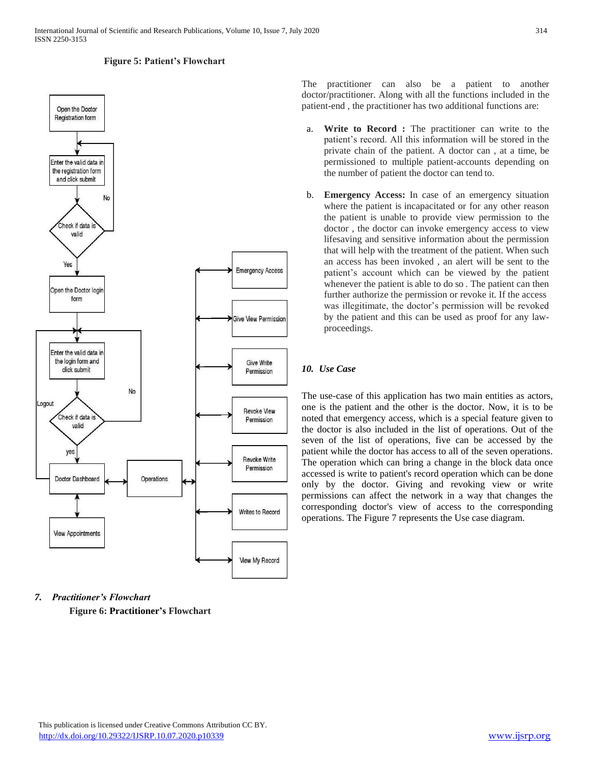**Figure 5: Patient's Flowchart**

Open the Doctor Registration form

Enter the valid data in the registration form and click submit

Check if data is valid

No

Yes

Open the Doctor login form

Enter the valid data in the login form and click submit

Check if data is valid

No

Logout

yes

Doctor Dashboard

Operations

View Appointments

Emergency Access

Give View Permission

Give Write Permission

Revoke View Permission

Revoke Write Permission

Writes to Record

View My Record

## 7. *Practitioner's Flowchart*

**Figure 6: Practitioner's Flowchart**

The practitioner can also be a patient to another doctor/practitioner. Along with all the functions included in the patient-end , the practitioner has two additional functions are:

a. **Write to Record :** The practitioner can write to the patient's record. All this information will be stored in the private chain of the patient. A doctor can , at a time, be permissioned to multiple patient-accounts depending on the number of patient the doctor can tend to.

b. **Emergency Access:** In case of an emergency situation where the patient is incapacitated or for any other reason the patient is unable to provide view permission to the doctor , the doctor can invoke emergency access to view lifesaving and sensitive information about the permission that will help with the treatment of the patient. When such an access has been invoked , an alert will be sent to the patient's account which can be viewed by the patient whenever the patient is able to do so . The patient can then further authorize the permission or revoke it. If the access was illegitimate, the doctor's permission will be revoked by the patient and this can be used as proof for any law-proceedings.

## 10. *Use Case*

The use-case of this application has two main entities as actors, one is the patient and the other is the doctor. Now, it is to be noted that emergency access, which is a special feature given to the doctor is also included in the list of operations. Out of the seven of the list of operations, five can be accessed by the patient while the doctor has access to all of the seven operations. The operation which can bring a change in the block data once accessed is write to patient's record operation which can be done only by the doctor. Giving and revoking view or write permissions can affect the network in a way that changes the corresponding doctor's view of access to the corresponding operations. The Figure 7 represents the Use case diagram.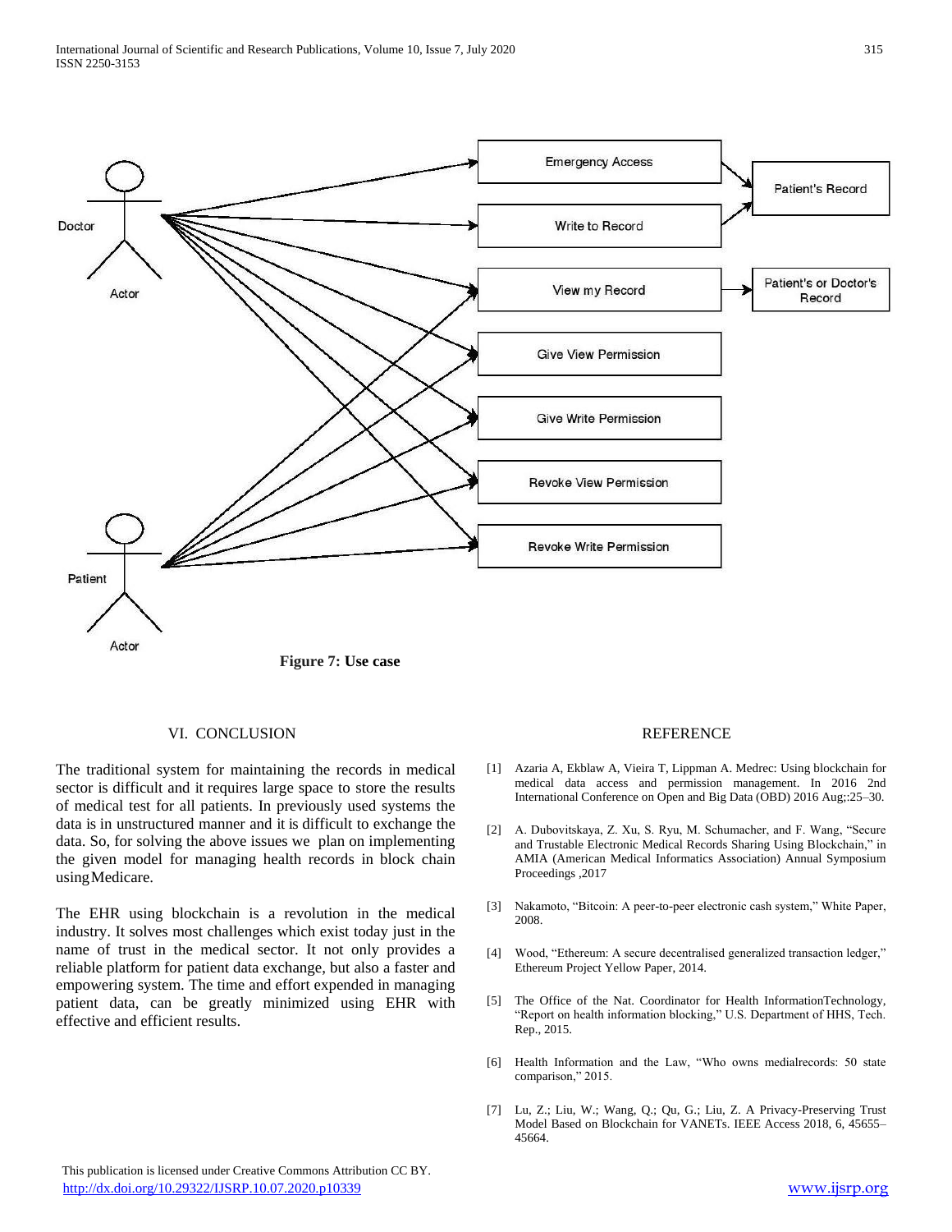**Figure 7: Use case**

## VI. CONCLUSION

The traditional system for maintaining the records in medical sector is difficult and it requires large space to store the results of medical test for all patients. In previously used systems the data is in unstructured manner and it is difficult to exchange the data. So, for solving the above issues we plan on implementing the given model for managing health records in block chain using Medicare.

The EHR using blockchain is a revolution in the medical industry. It solves most challenges which exist today just in the name of trust in the medical sector. It not only provides a reliable platform for patient data exchange, but also a faster and empowering system. The time and effort expended in managing patient data, can be greatly minimized using EHR with effective and efficient results.

## REFERENCE

[1] Azaria A, Ekblaw A, Vieira T, Lippman A. Medrec: Using blockchain for medical data access and permission management. In 2016 2nd International Conference on Open and Big Data (OBD) 2016 Aug;:25–30.

[2] A. Dubovitskaya, Z. Xu, S. Ryu, M. Schumacher, and F. Wang, "Secure and Trustable Electronic Medical Records Sharing Using Blockchain," in AMIA (American Medical Informatics Association) Annual Symposium Proceedings ,2017

[3] Nakamoto, "Bitcoin: A peer-to-peer electronic cash system," White Paper, 2008.

[4] Wood, "Ethereum: A secure decentralised generalized transaction ledger," Ethereum Project Yellow Paper, 2014.

[5] The Office of the Nat. Coordinator for Health InformationTechnology, "Report on health information blocking," U.S. Department of HHS, Tech. Rep., 2015.

[6] Health Information and the Law, "Who owns medialrecords: 50 state comparison," 2015.

[7] Lu, Z.; Liu, W.; Wang, Q.; Qu, G.; Liu, Z. A Privacy-Preserving Trust Model Based on Blockchain for VANETs. IEEE Access 2018, 6, 45655–45664.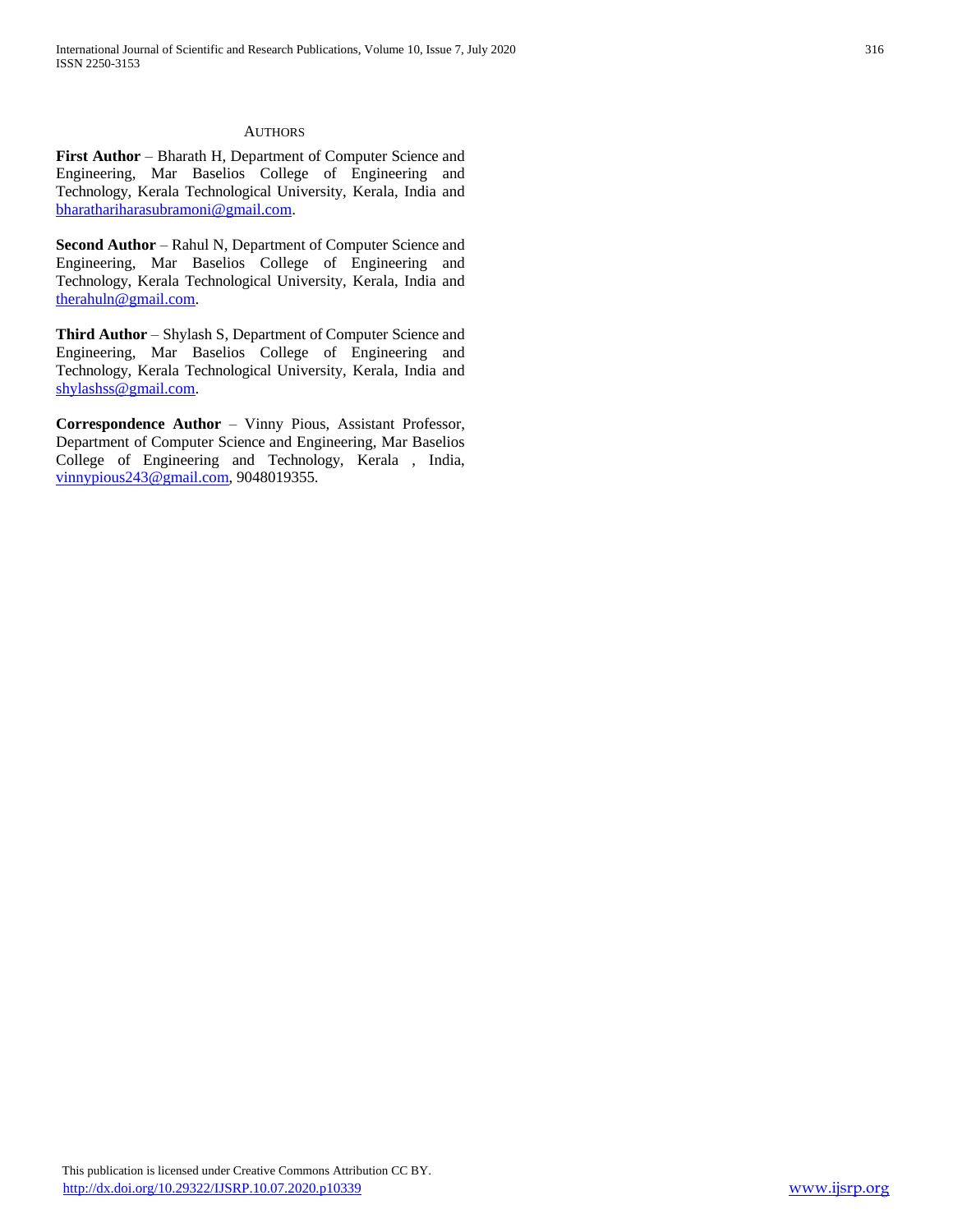## AUTHORS

**First Author** – Bharath H, Department of Computer Science and Engineering, Mar Baselios College of Engineering and Technology, Kerala Technological University, Kerala, India and bharathariharasubramoni@gmail.com.

**Second Author** – Rahul N, Department of Computer Science and Engineering, Mar Baselios College of Engineering and Technology, Kerala Technological University, Kerala, India and therahuln@gmail.com.

**Third Author** – Shylash S, Department of Computer Science and Engineering, Mar Baselios College of Engineering and Technology, Kerala Technological University, Kerala, India and shylashss@gmail.com.

**Correspondence Author** – Vinny Pious, Assistant Professor, Department of Computer Science and Engineering, Mar Baselios College of Engineering and Technology, Kerala , India, vinnypious243@gmail.com, 9048019355.